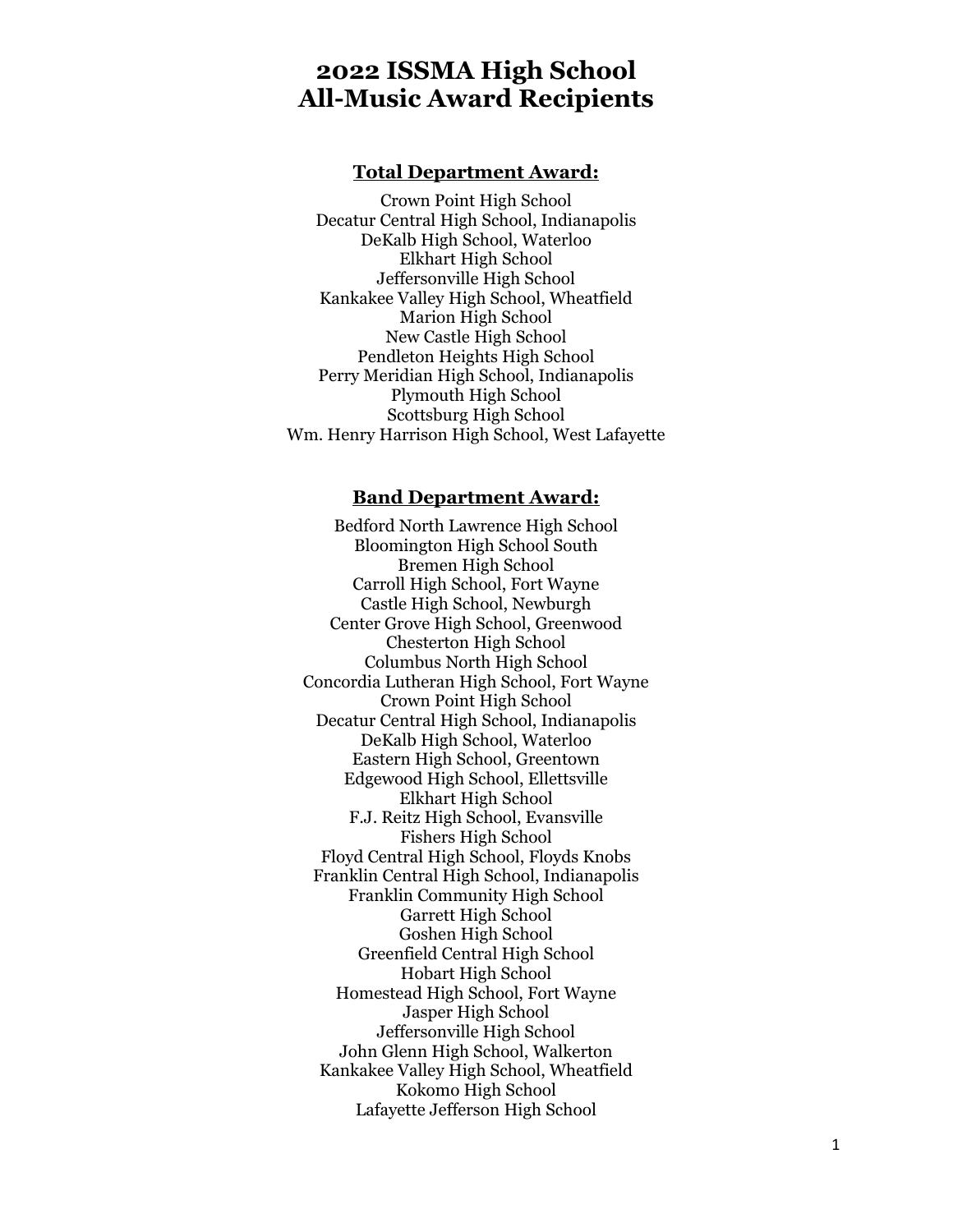# 2022 ISSMA High School All-Music Award Recipients

**Total Department Award:**

Crown Point High School
Decatur Central High School, Indianapolis
DeKalb High School, Waterloo
Elkhart High School
Jeffersonville High School
Kankakee Valley High School, Wheatfield
Marion High School
New Castle High School
Pendleton Heights High School
Perry Meridian High School, Indianapolis
Plymouth High School
Scottsburg High School
Wm. Henry Harrison High School, West Lafayette

**Band Department Award:**

Bedford North Lawrence High School
Bloomington High School South
Bremen High School
Carroll High School, Fort Wayne
Castle High School, Newburgh
Center Grove High School, Greenwood
Chesterton High School
Columbus North High School
Concordia Lutheran High School, Fort Wayne
Crown Point High School
Decatur Central High School, Indianapolis
DeKalb High School, Waterloo
Eastern High School, Greentown
Edgewood High School, Ellettsville
Elkhart High School
F.J. Reitz High School, Evansville
Fishers High School
Floyd Central High School, Floyds Knobs
Franklin Central High School, Indianapolis
Franklin Community High School
Garrett High School
Goshen High School
Greenfield Central High School
Hobart High School
Homestead High School, Fort Wayne
Jasper High School
Jeffersonville High School
John Glenn High School, Walkerton
Kankakee Valley High School, Wheatfield
Kokomo High School
Lafayette Jefferson High School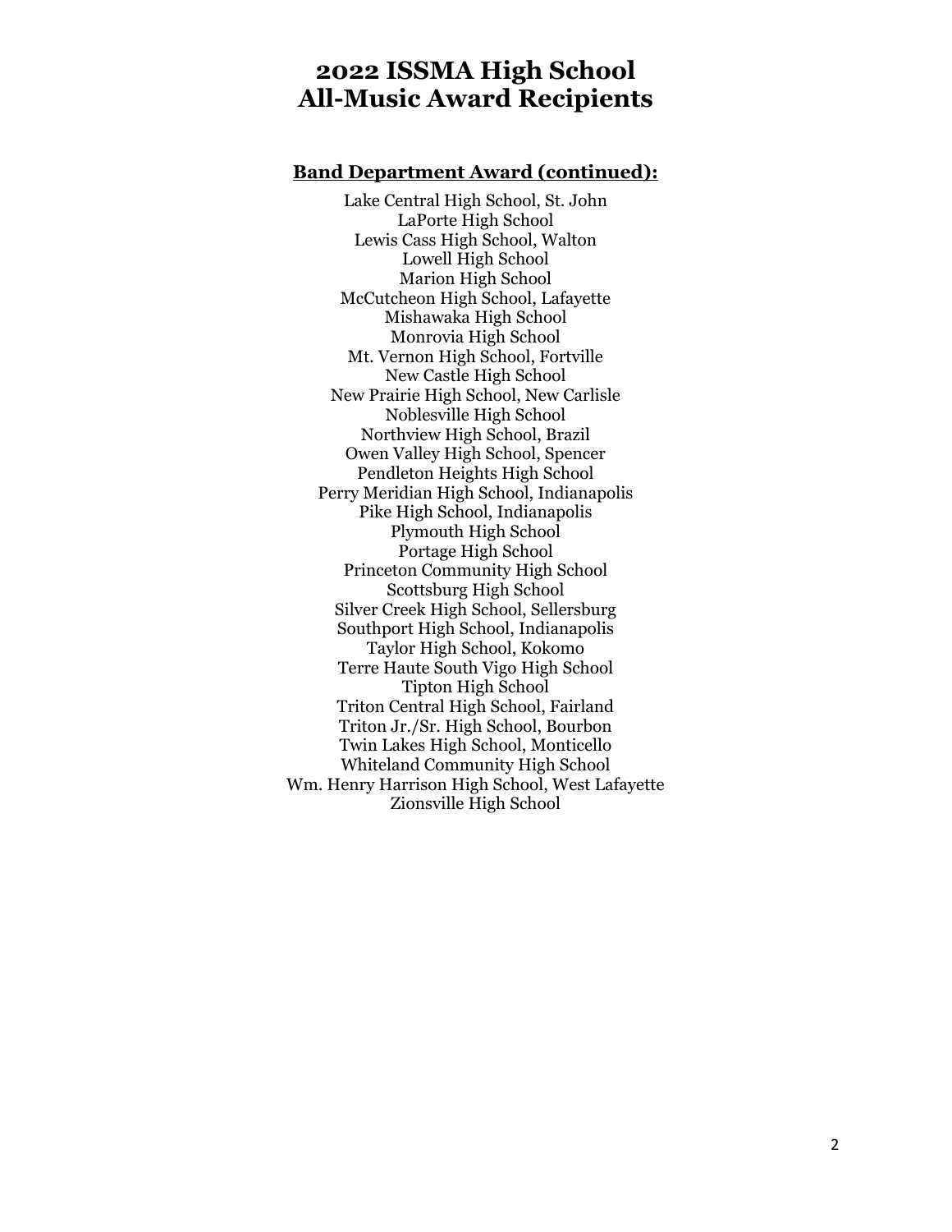# 2022 ISSMA High School All-Music Award Recipients

**Band Department Award (continued):**

Lake Central High School, St. John
LaPorte High School
Lewis Cass High School, Walton
Lowell High School
Marion High School
McCutcheon High School, Lafayette
Mishawaka High School
Monrovia High School
Mt. Vernon High School, Fortville
New Castle High School
New Prairie High School, New Carlisle
Noblesville High School
Northview High School, Brazil
Owen Valley High School, Spencer
Pendleton Heights High School
Perry Meridian High School, Indianapolis
Pike High School, Indianapolis
Plymouth High School
Portage High School
Princeton Community High School
Scottsburg High School
Silver Creek High School, Sellersburg
Southport High School, Indianapolis
Taylor High School, Kokomo
Terre Haute South Vigo High School
Tipton High School
Triton Central High School, Fairland
Triton Jr./Sr. High School, Bourbon
Twin Lakes High School, Monticello
Whiteland Community High School
Wm. Henry Harrison High School, West Lafayette
Zionsville High School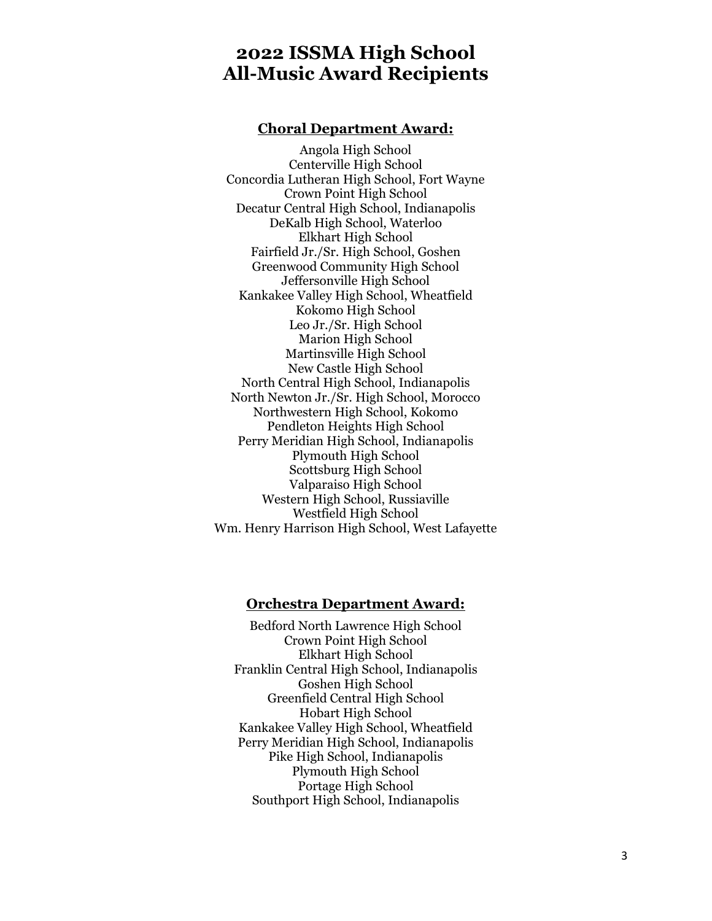# 2022 ISSMA High School
# All-Music Award Recipients

**Choral Department Award:**

Angola High School
Centerville High School
Concordia Lutheran High School, Fort Wayne
Crown Point High School
Decatur Central High School, Indianapolis
DeKalb High School, Waterloo
Elkhart High School
Fairfield Jr./Sr. High School, Goshen
Greenwood Community High School
Jeffersonville High School
Kankakee Valley High School, Wheatfield
Kokomo High School
Leo Jr./Sr. High School
Marion High School
Martinsville High School
New Castle High School
North Central High School, Indianapolis
North Newton Jr./Sr. High School, Morocco
Northwestern High School, Kokomo
Pendleton Heights High School
Perry Meridian High School, Indianapolis
Plymouth High School
Scottsburg High School
Valparaiso High School
Western High School, Russiaville
Westfield High School
Wm. Henry Harrison High School, West Lafayette

**Orchestra Department Award:**

Bedford North Lawrence High School
Crown Point High School
Elkhart High School
Franklin Central High School, Indianapolis
Goshen High School
Greenfield Central High School
Hobart High School
Kankakee Valley High School, Wheatfield
Perry Meridian High School, Indianapolis
Pike High School, Indianapolis
Plymouth High School
Portage High School
Southport High School, Indianapolis